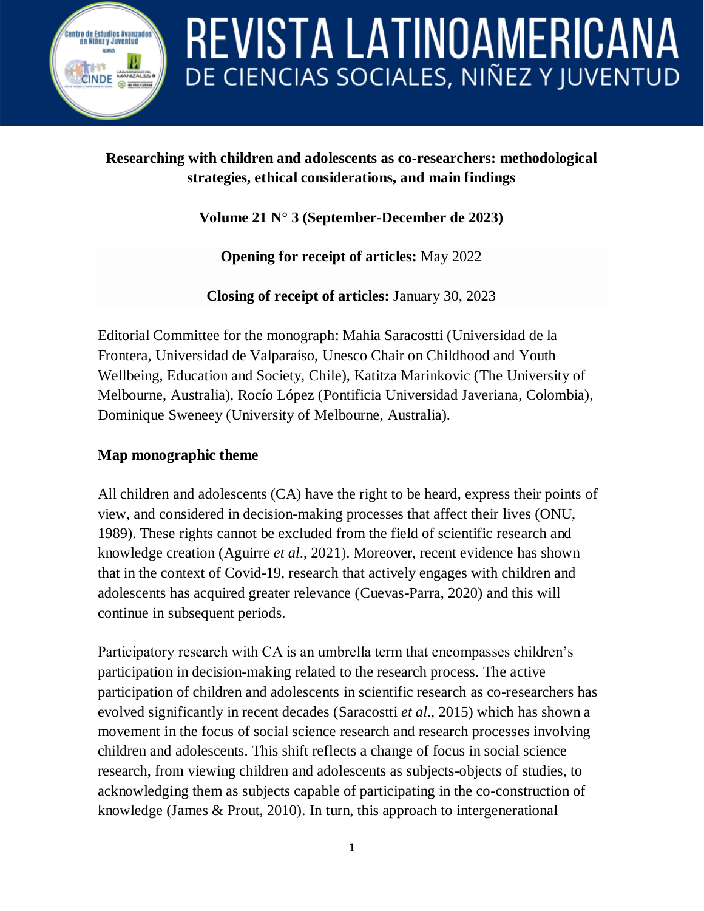# REVISTA LATINOAMERICANA DE CIENCIAS SOCIALES, NIÑEZ Y JUVENTUD

**Researching with children and adolescents as co-researchers: methodological strategies, ethical considerations, and main findings**

**Volume 21 N° 3 (September-December de 2023)**

**Opening for receipt of articles:** May 2022

**Closing of receipt of articles:** January 30, 2023

Editorial Committee for the monograph: Mahia Saracostti (Universidad de la Frontera, Universidad de Valparaíso, Unesco Chair on Childhood and Youth Wellbeing, Education and Society, Chile), Katitza Marinkovic (The University of Melbourne, Australia), Rocío López (Pontificia Universidad Javeriana, Colombia), Dominique Sweneey (University of Melbourne, Australia).

## Map monographic theme

All children and adolescents (CA) have the right to be heard, express their points of view, and considered in decision-making processes that affect their lives (ONU, 1989). These rights cannot be excluded from the field of scientific research and knowledge creation (Aguirre *et al*., 2021). Moreover, recent evidence has shown that in the context of Covid-19, research that actively engages with children and adolescents has acquired greater relevance (Cuevas-Parra, 2020) and this will continue in subsequent periods.

Participatory research with CA is an umbrella term that encompasses children's participation in decision-making related to the research process. The active participation of children and adolescents in scientific research as co-researchers has evolved significantly in recent decades (Saracostti *et al*., 2015) which has shown a movement in the focus of social science research and research processes involving children and adolescents. This shift reflects a change of focus in social science research, from viewing children and adolescents as subjects-objects of studies, to acknowledging them as subjects capable of participating in the co-construction of knowledge (James & Prout, 2010). In turn, this approach to intergenerational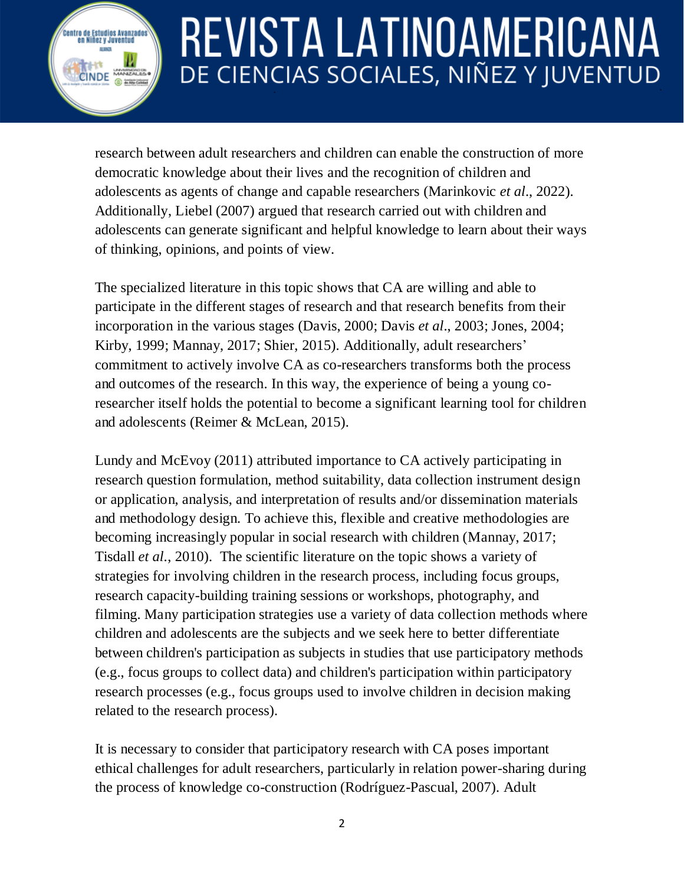research between adult researchers and children can enable the construction of more democratic knowledge about their lives and the recognition of children and adolescents as agents of change and capable researchers (Marinkovic *et al*., 2022). Additionally, Liebel (2007) argued that research carried out with children and adolescents can generate significant and helpful knowledge to learn about their ways of thinking, opinions, and points of view.

The specialized literature in this topic shows that CA are willing and able to participate in the different stages of research and that research benefits from their incorporation in the various stages (Davis, 2000; Davis *et al*., 2003; Jones, 2004; Kirby, 1999; Mannay, 2017; Shier, 2015). Additionally, adult researchers' commitment to actively involve CA as co-researchers transforms both the process and outcomes of the research. In this way, the experience of being a young co-researcher itself holds the potential to become a significant learning tool for children and adolescents (Reimer & McLean, 2015).

Lundy and McEvoy (2011) attributed importance to CA actively participating in research question formulation, method suitability, data collection instrument design or application, analysis, and interpretation of results and/or dissemination materials and methodology design. To achieve this, flexible and creative methodologies are becoming increasingly popular in social research with children (Mannay, 2017; Tisdall *et al.*, 2010). The scientific literature on the topic shows a variety of strategies for involving children in the research process, including focus groups, research capacity-building training sessions or workshops, photography, and filming. Many participation strategies use a variety of data collection methods where children and adolescents are the subjects and we seek here to better differentiate between children's participation as subjects in studies that use participatory methods (e.g., focus groups to collect data) and children's participation within participatory research processes (e.g., focus groups used to involve children in decision making related to the research process).

It is necessary to consider that participatory research with CA poses important ethical challenges for adult researchers, particularly in relation power-sharing during the process of knowledge co-construction (Rodríguez-Pascual, 2007). Adult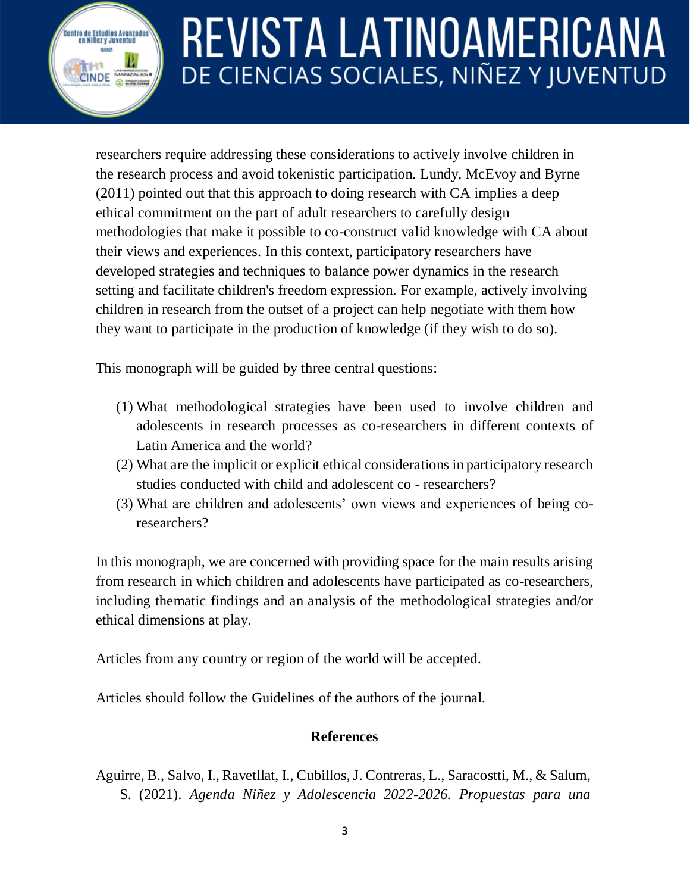researchers require addressing these considerations to actively involve children in the research process and avoid tokenistic participation. Lundy, McEvoy and Byrne (2011) pointed out that this approach to doing research with CA implies a deep ethical commitment on the part of adult researchers to carefully design methodologies that make it possible to co-construct valid knowledge with CA about their views and experiences. In this context, participatory researchers have developed strategies and techniques to balance power dynamics in the research setting and facilitate children's freedom expression. For example, actively involving children in research from the outset of a project can help negotiate with them how they want to participate in the production of knowledge (if they wish to do so).

This monograph will be guided by three central questions:

(1) What methodological strategies have been used to involve children and adolescents in research processes as co-researchers in different contexts of Latin America and the world?
(2) What are the implicit or explicit ethical considerations in participatory research studies conducted with child and adolescent co - researchers?
(3) What are children and adolescents' own views and experiences of being co-researchers?

In this monograph, we are concerned with providing space for the main results arising from research in which children and adolescents have participated as co-researchers, including thematic findings and an analysis of the methodological strategies and/or ethical dimensions at play.

Articles from any country or region of the world will be accepted.

Articles should follow the Guidelines of the authors of the journal.

**References**

Aguirre, B., Salvo, I., Ravetllat, I., Cubillos, J. Contreras, L., Saracostti, M., & Salum, S. (2021). *Agenda Niñez y Adolescencia 2022-2026. Propuestas para una*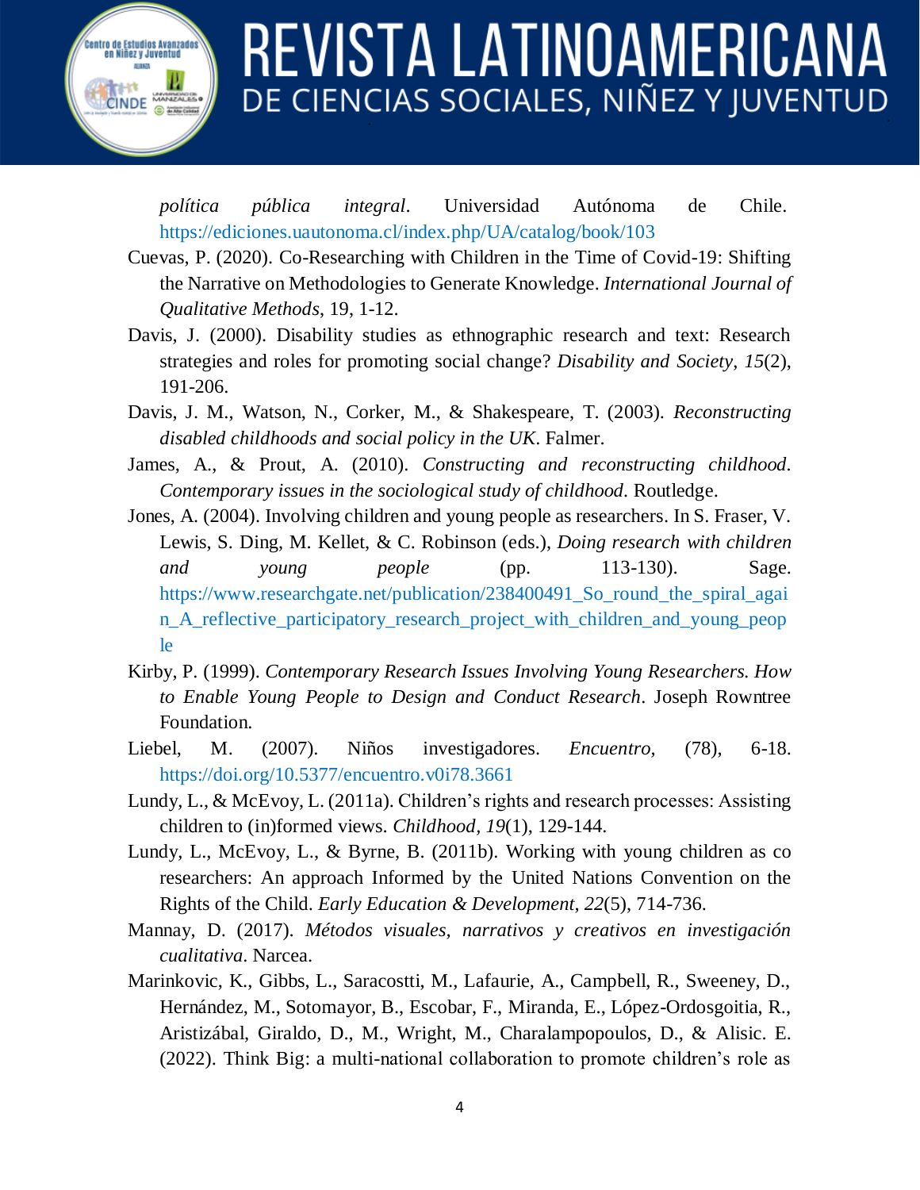*política pública integral*. Universidad Autónoma de Chile. https://ediciones.uautonoma.cl/index.php/UA/catalog/book/103

Cuevas, P. (2020). Co-Researching with Children in the Time of Covid-19: Shifting the Narrative on Methodologies to Generate Knowledge. *International Journal of Qualitative Methods*, 19, 1-12.

Davis, J. (2000). Disability studies as ethnographic research and text: Research strategies and roles for promoting social change? *Disability and Society*, *15*(2), 191-206.

Davis, J. M., Watson, N., Corker, M., & Shakespeare, T. (2003). *Reconstructing disabled childhoods and social policy in the UK*. Falmer.

James, A., & Prout, A. (2010). *Constructing and reconstructing childhood. Contemporary issues in the sociological study of childhood.* Routledge.

Jones, A. (2004). Involving children and young people as researchers. In S. Fraser, V. Lewis, S. Ding, M. Kellet, & C. Robinson (eds.), *Doing research with children and young people* (pp. 113-130). Sage. https://www.researchgate.net/publication/238400491_So_round_the_spiral_again_A_reflective_participatory_research_project_with_children_and_young_people

Kirby, P. (1999). *Contemporary Research Issues Involving Young Researchers. How to Enable Young People to Design and Conduct Research*. Joseph Rowntree Foundation.

Liebel, M. (2007). Niños investigadores. *Encuentro*, (78), 6-18. https://doi.org/10.5377/encuentro.v0i78.3661

Lundy, L., & McEvoy, L. (2011a). Children's rights and research processes: Assisting children to (in)formed views. *Childhood*, *19*(1), 129-144.

Lundy, L., McEvoy, L., & Byrne, B. (2011b). Working with young children as co researchers: An approach Informed by the United Nations Convention on the Rights of the Child. *Early Education & Development*, *22*(5), 714-736.

Mannay, D. (2017). *Métodos visuales, narrativos y creativos en investigación cualitativa*. Narcea.

Marinkovic, K., Gibbs, L., Saracostti, M., Lafaurie, A., Campbell, R., Sweeney, D., Hernández, M., Sotomayor, B., Escobar, F., Miranda, E., López-Ordosgoitia, R., Aristizábal, Giraldo, D., M., Wright, M., Charalampopoulos, D., & Alisic. E. (2022). Think Big: a multi-national collaboration to promote children's role as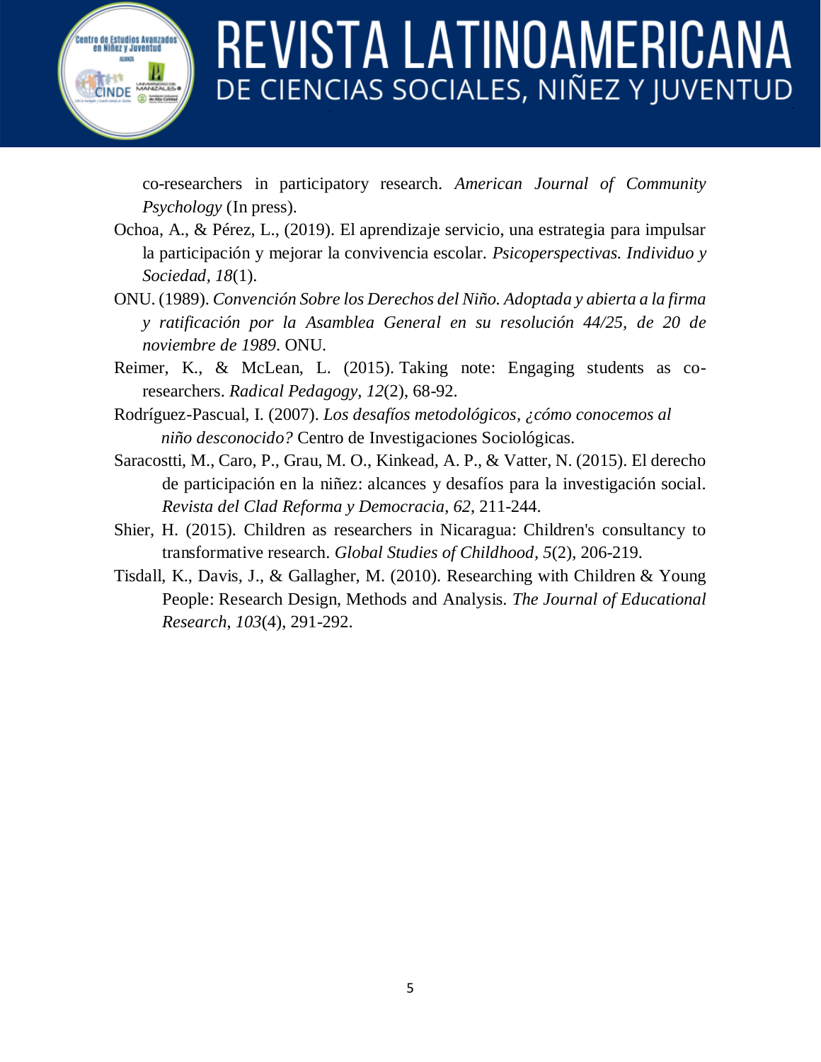co-researchers in participatory research. *American Journal of Community Psychology* (In press).

Ochoa, A., & Pérez, L., (2019). El aprendizaje servicio, una estrategia para impulsar la participación y mejorar la convivencia escolar. *Psicoperspectivas. Individuo y Sociedad, 18*(1).

ONU. (1989). *Convención Sobre los Derechos del Niño. Adoptada y abierta a la firma y ratificación por la Asamblea General en su resolución 44/25, de 20 de noviembre de 1989*. ONU.

Reimer, K., & McLean, L. (2015). Taking note: Engaging students as co-researchers. *Radical Pedagogy, 12*(2), 68-92.

Rodríguez-Pascual, I. (2007). *Los desafíos metodológicos, ¿cómo conocemos al niño desconocido?* Centro de Investigaciones Sociológicas.

Saracostti, M., Caro, P., Grau, M. O., Kinkead, A. P., & Vatter, N. (2015). El derecho de participación en la niñez: alcances y desafíos para la investigación social. *Revista del Clad Reforma y Democracia*, *62*, 211-244.

Shier, H. (2015). Children as researchers in Nicaragua: Children's consultancy to transformative research. *Global Studies of Childhood, 5*(2), 206-219.

Tisdall, K., Davis, J., & Gallagher, M. (2010). Researching with Children & Young People: Research Design, Methods and Analysis. *The Journal of Educational Research*, *103*(4), 291-292.